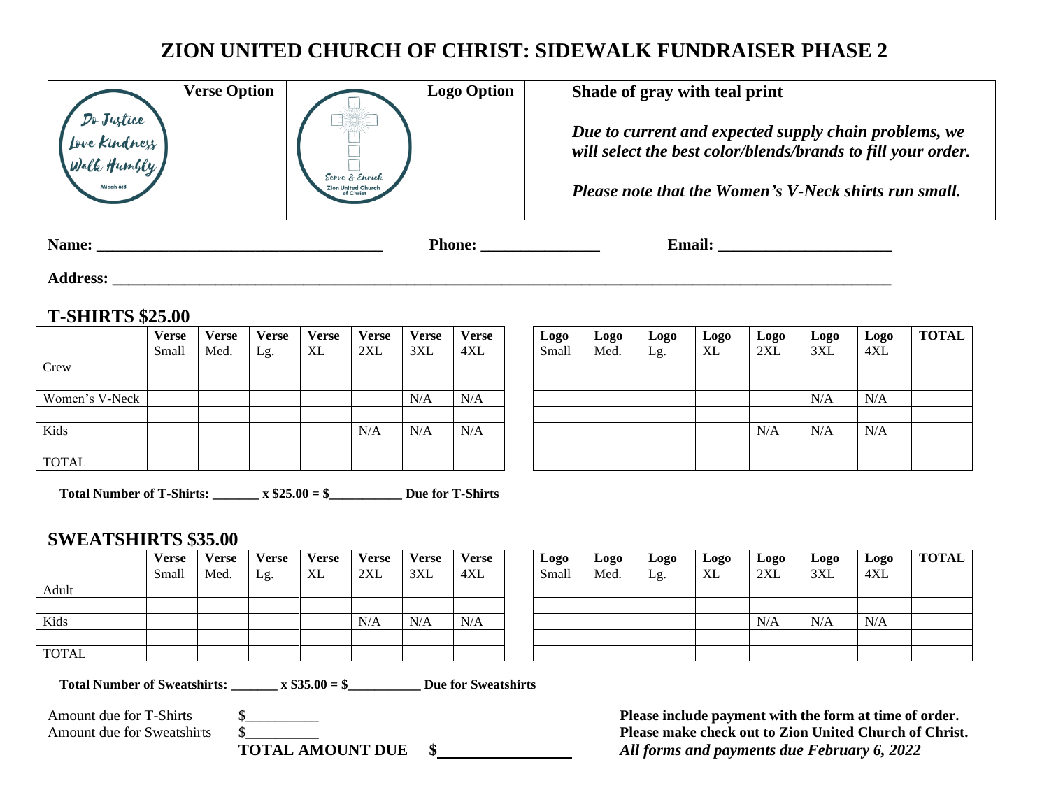# ZION UNITED CHURCH OF CHRIST: SIDEWALK FUNDRAISER PHASE 2

| Verse Option | Logo Option | |
|---|---|---|
| Do Justice Love Kindness Walk Humbly Micah 6:8 | Serve & Enrich Zion United Church of Christ | **Shade of gray with teal print** |
| | | ***Due to current and expected supply chain problems, we will select the best color/blends/brands to fill your order.*** |
| | | ***Please note that the Women's V-Neck shirts run small.*** |

**Name:** ___________________________________ **Phone:** _______________ **Email:** ______________________

**Address:** ___________________________________________________________________________________________

## T-SHIRTS $25.00

| | Verse | Verse | Verse | Verse | Verse | Verse | Verse | Logo | Logo | Logo | Logo | Logo | Logo | Logo | TOTAL |
|---|---|---|---|---|---|---|---|---|---|---|---|---|---|---|---|
| | Small | Med. | Lg. | XL | 2XL | 3XL | 4XL | Small | Med. | Lg. | XL | 2XL | 3XL | 4XL | |
| Crew | | | | | | | | | | | | | | | |
| | | | | | | | | | | | | | | | |
| Women's V-Neck | | | | | | N/A | N/A | | | | | | N/A | N/A | |
| | | | | | | | | | | | | | | | |
| Kids | | | | | N/A | N/A | N/A | | | | | N/A | N/A | N/A | |
| | | | | | | | | | | | | | | | |
| TOTAL | | | | | | | | | | | | | | | |

**Total Number of T-Shirts: _______ x $25.00 = $___________ Due for T-Shirts**

## SWEATSHIRTS $35.00

| | Verse | Verse | Verse | Verse | Verse | Verse | Verse | Logo | Logo | Logo | Logo | Logo | Logo | Logo | TOTAL |
|---|---|---|---|---|---|---|---|---|---|---|---|---|---|---|---|
| | Small | Med. | Lg. | XL | 2XL | 3XL | 4XL | Small | Med. | Lg. | XL | 2XL | 3XL | 4XL | |
| Adult | | | | | | | | | | | | | | | |
| | | | | | | | | | | | | | | | |
| Kids | | | | | N/A | N/A | N/A | | | | | N/A | N/A | N/A | |
| | | | | | | | | | | | | | | | |
| TOTAL | | | | | | | | | | | | | | | |

**Total Number of Sweatshirts: _______ x $35.00 = $___________ Due for Sweatshirts**

Amount due for T-Shirts $__________
Amount due for Sweatshirts $__________
**TOTAL AMOUNT DUE $__________________**

**Please include payment with the form at time of order.**
**Please make check out to Zion United Church of Christ.**
***All forms and payments due February 6, 2022***